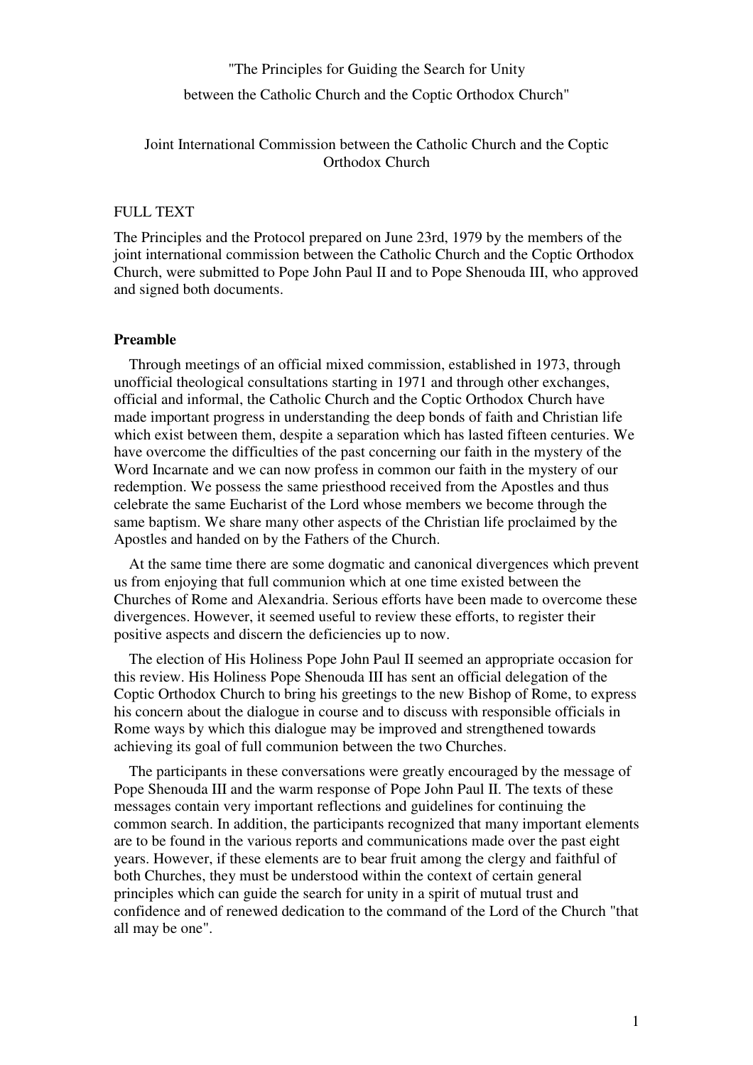"The Principles for Guiding the Search for Unity

between the Catholic Church and the Coptic Orthodox Church"

Joint International Commission between the Catholic Church and the Coptic Orthodox Church

FULL TEXT

The Principles and the Protocol prepared on June 23rd, 1979 by the members of the joint international commission between the Catholic Church and the Coptic Orthodox Church, were submitted to Pope John Paul II and to Pope Shenouda III, who approved and signed both documents.

**Preamble**

Through meetings of an official mixed commission, established in 1973, through unofficial theological consultations starting in 1971 and through other exchanges, official and informal, the Catholic Church and the Coptic Orthodox Church have made important progress in understanding the deep bonds of faith and Christian life which exist between them, despite a separation which has lasted fifteen centuries. We have overcome the difficulties of the past concerning our faith in the mystery of the Word Incarnate and we can now profess in common our faith in the mystery of our redemption. We possess the same priesthood received from the Apostles and thus celebrate the same Eucharist of the Lord whose members we become through the same baptism. We share many other aspects of the Christian life proclaimed by the Apostles and handed on by the Fathers of the Church.

At the same time there are some dogmatic and canonical divergences which prevent us from enjoying that full communion which at one time existed between the Churches of Rome and Alexandria. Serious efforts have been made to overcome these divergences. However, it seemed useful to review these efforts, to register their positive aspects and discern the deficiencies up to now.

The election of His Holiness Pope John Paul II seemed an appropriate occasion for this review. His Holiness Pope Shenouda III has sent an official delegation of the Coptic Orthodox Church to bring his greetings to the new Bishop of Rome, to express his concern about the dialogue in course and to discuss with responsible officials in Rome ways by which this dialogue may be improved and strengthened towards achieving its goal of full communion between the two Churches.

The participants in these conversations were greatly encouraged by the message of Pope Shenouda III and the warm response of Pope John Paul II. The texts of these messages contain very important reflections and guidelines for continuing the common search. In addition, the participants recognized that many important elements are to be found in the various reports and communications made over the past eight years. However, if these elements are to bear fruit among the clergy and faithful of both Churches, they must be understood within the context of certain general principles which can guide the search for unity in a spirit of mutual trust and confidence and of renewed dedication to the command of the Lord of the Church "that all may be one".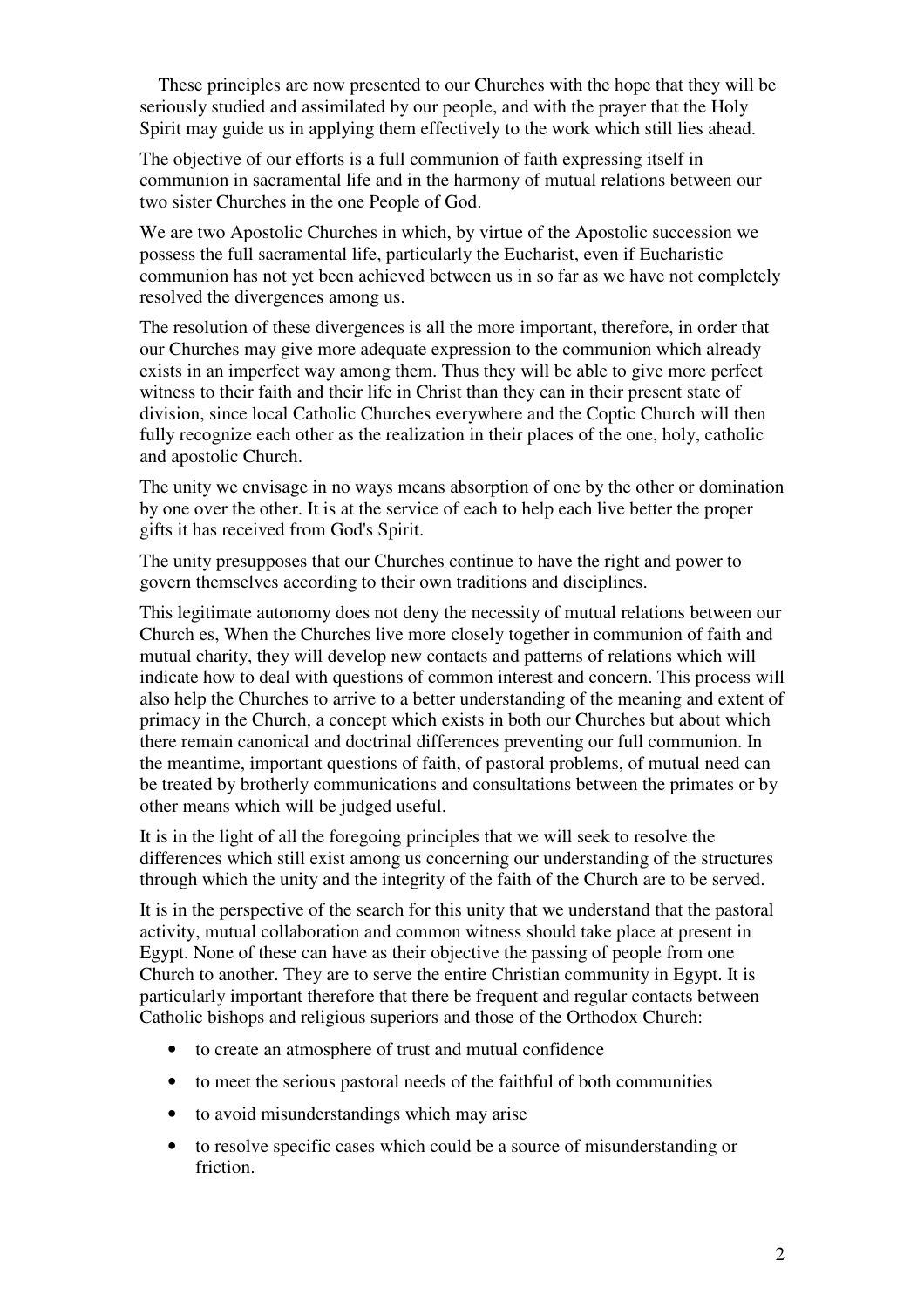These principles are now presented to our Churches with the hope that they will be seriously studied and assimilated by our people, and with the prayer that the Holy Spirit may guide us in applying them effectively to the work which still lies ahead.

The objective of our efforts is a full communion of faith expressing itself in communion in sacramental life and in the harmony of mutual relations between our two sister Churches in the one People of God.

We are two Apostolic Churches in which, by virtue of the Apostolic succession we possess the full sacramental life, particularly the Eucharist, even if Eucharistic communion has not yet been achieved between us in so far as we have not completely resolved the divergences among us.

The resolution of these divergences is all the more important, therefore, in order that our Churches may give more adequate expression to the communion which already exists in an imperfect way among them. Thus they will be able to give more perfect witness to their faith and their life in Christ than they can in their present state of division, since local Catholic Churches everywhere and the Coptic Church will then fully recognize each other as the realization in their places of the one, holy, catholic and apostolic Church.

The unity we envisage in no ways means absorption of one by the other or domination by one over the other. It is at the service of each to help each live better the proper gifts it has received from God's Spirit.

The unity presupposes that our Churches continue to have the right and power to govern themselves according to their own traditions and disciplines.

This legitimate autonomy does not deny the necessity of mutual relations between our Church es, When the Churches live more closely together in communion of faith and mutual charity, they will develop new contacts and patterns of relations which will indicate how to deal with questions of common interest and concern. This process will also help the Churches to arrive to a better understanding of the meaning and extent of primacy in the Church, a concept which exists in both our Churches but about which there remain canonical and doctrinal differences preventing our full communion. In the meantime, important questions of faith, of pastoral problems, of mutual need can be treated by brotherly communications and consultations between the primates or by other means which will be judged useful.

It is in the light of all the foregoing principles that we will seek to resolve the differences which still exist among us concerning our understanding of the structures through which the unity and the integrity of the faith of the Church are to be served.

It is in the perspective of the search for this unity that we understand that the pastoral activity, mutual collaboration and common witness should take place at present in Egypt. None of these can have as their objective the passing of people from one Church to another. They are to serve the entire Christian community in Egypt. It is particularly important therefore that there be frequent and regular contacts between Catholic bishops and religious superiors and those of the Orthodox Church:

- to create an atmosphere of trust and mutual confidence
- to meet the serious pastoral needs of the faithful of both communities
- to avoid misunderstandings which may arise
- to resolve specific cases which could be a source of misunderstanding or friction.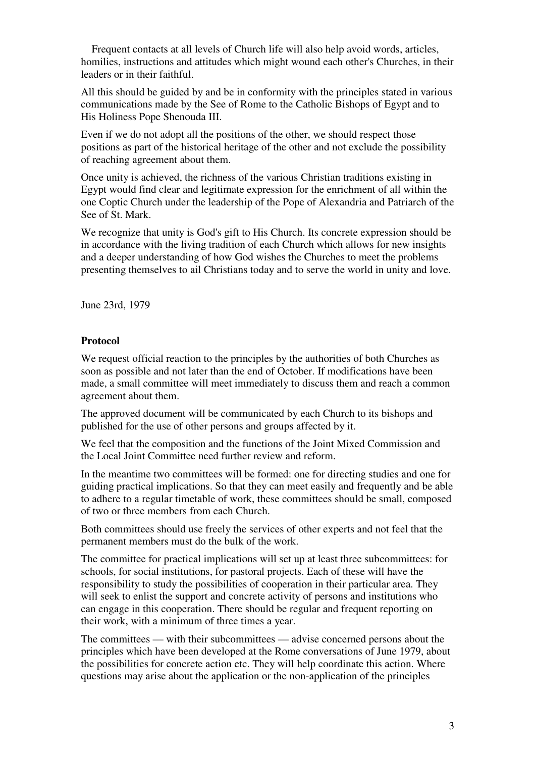Frequent contacts at all levels of Church life will also help avoid words, articles, homilies, instructions and attitudes which might wound each other's Churches, in their leaders or in their faithful.

All this should be guided by and be in conformity with the principles stated in various communications made by the See of Rome to the Catholic Bishops of Egypt and to His Holiness Pope Shenouda III.

Even if we do not adopt all the positions of the other, we should respect those positions as part of the historical heritage of the other and not exclude the possibility of reaching agreement about them.

Once unity is achieved, the richness of the various Christian traditions existing in Egypt would find clear and legitimate expression for the enrichment of all within the one Coptic Church under the leadership of the Pope of Alexandria and Patriarch of the See of St. Mark.

We recognize that unity is God's gift to His Church. Its concrete expression should be in accordance with the living tradition of each Church which allows for new insights and a deeper understanding of how God wishes the Churches to meet the problems presenting themselves to ail Christians today and to serve the world in unity and love.

June 23rd, 1979

**Protocol**

We request official reaction to the principles by the authorities of both Churches as soon as possible and not later than the end of October. If modifications have been made, a small committee will meet immediately to discuss them and reach a common agreement about them.

The approved document will be communicated by each Church to its bishops and published for the use of other persons and groups affected by it.

We feel that the composition and the functions of the Joint Mixed Commission and the Local Joint Committee need further review and reform.

In the meantime two committees will be formed: one for directing studies and one for guiding practical implications. So that they can meet easily and frequently and be able to adhere to a regular timetable of work, these committees should be small, composed of two or three members from each Church.

Both committees should use freely the services of other experts and not feel that the permanent members must do the bulk of the work.

The committee for practical implications will set up at least three subcommittees: for schools, for social institutions, for pastoral projects. Each of these will have the responsibility to study the possibilities of cooperation in their particular area. They will seek to enlist the support and concrete activity of persons and institutions who can engage in this cooperation. There should be regular and frequent reporting on their work, with a minimum of three times a year.

The committees — with their subcommittees — advise concerned persons about the principles which have been developed at the Rome conversations of June 1979, about the possibilities for concrete action etc. They will help coordinate this action. Where questions may arise about the application or the non-application of the principles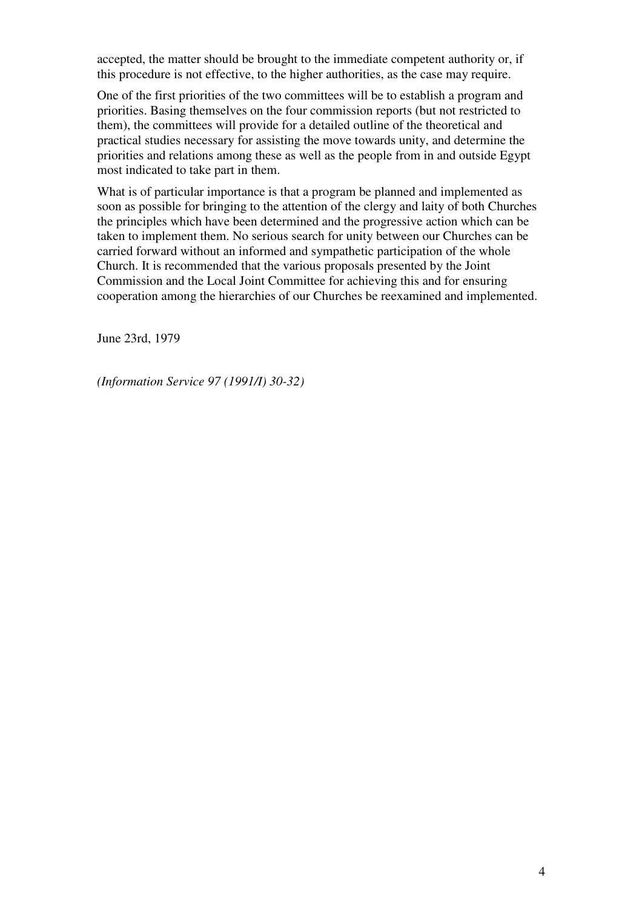accepted, the matter should be brought to the immediate competent authority or, if this procedure is not effective, to the higher authorities, as the case may require.

One of the first priorities of the two committees will be to establish a program and priorities. Basing themselves on the four commission reports (but not restricted to them), the committees will provide for a detailed outline of the theoretical and practical studies necessary for assisting the move towards unity, and determine the priorities and relations among these as well as the people from in and outside Egypt most indicated to take part in them.

What is of particular importance is that a program be planned and implemented as soon as possible for bringing to the attention of the clergy and laity of both Churches the principles which have been determined and the progressive action which can be taken to implement them. No serious search for unity between our Churches can be carried forward without an informed and sympathetic participation of the whole Church. It is recommended that the various proposals presented by the Joint Commission and the Local Joint Committee for achieving this and for ensuring cooperation among the hierarchies of our Churches be reexamined and implemented.

June 23rd, 1979

*(Information Service 97 (1991/I) 30-32)*